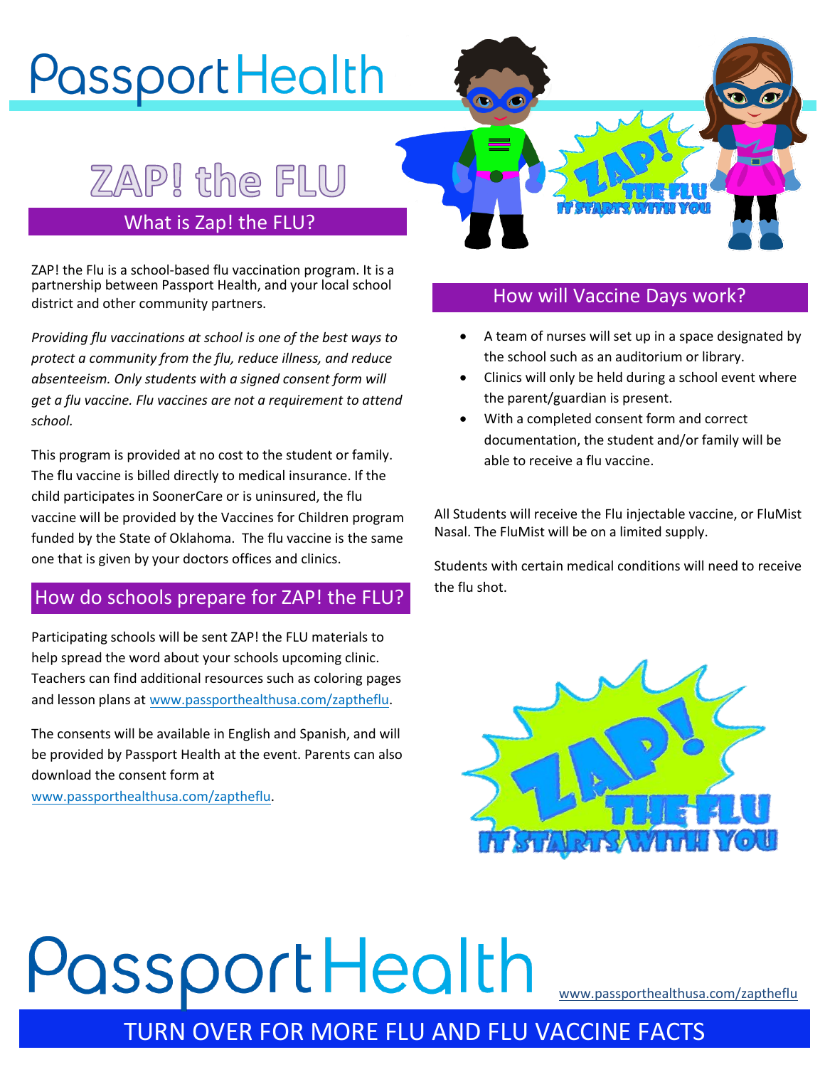# Passport Health

# ZAP! the FLU

## What is Zap! the FLU?

ZAP! the Flu is a school-based flu vaccination program. It is a partnership between Passport Health, and your local school district and other community partners.

*Providing flu vaccinations at school is one of the best ways to protect a community from the flu, reduce illness, and reduce absenteeism. Only students with a signed consent form will get a flu vaccine. Flu vaccines are not a requirement to attend school.*

This program is provided at no cost to the student or family. The flu vaccine is billed directly to medical insurance. If the child participates in SoonerCare or is uninsured, the flu vaccine will be provided by the Vaccines for Children program funded by the State of Oklahoma. The flu vaccine is the same one that is given by your doctors offices and clinics.

## How do schools prepare for ZAP! the FLU?

Participating schools will be sent ZAP! the FLU materials to help spread the word about your schools upcoming clinic. Teachers can find additional resources such as coloring pages and lesson plans at www.passporthealthusa.com/zaptheflu.

The consents will be available in English and Spanish, and will be provided by Passport Health at the event. Parents can also download the consent form at www.passporthealthusa.com/zaptheflu.

## How will Vaccine Days work?

- A team of nurses will set up in a space designated by the school such as an auditorium or library.
- Clinics will only be held during a school event where the parent/guardian is present.
- With a completed consent form and correct documentation, the student and/or family will be able to receive a flu vaccine.

All Students will receive the Flu injectable vaccine, or FluMist Nasal. The FluMist will be on a limited supply.

Students with certain medical conditions will need to receive the flu shot.

ZAP! THE FLU
IT STARTS WITH YOU

Passport Health

www.passporthealthusa.com/zaptheflu

TURN OVER FOR MORE FLU AND FLU VACCINE FACTS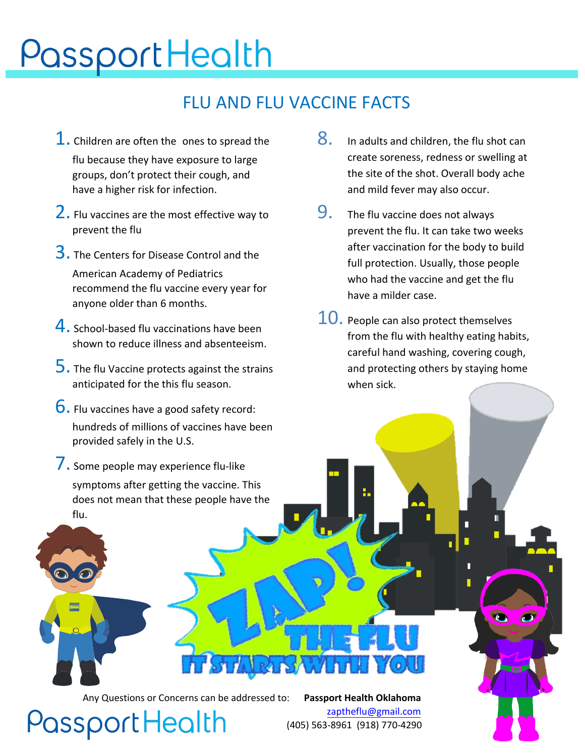# Passport Health

## FLU AND FLU VACCINE FACTS

1. Children are often the ones to spread the flu because they have exposure to large groups, don't protect their cough, and have a higher risk for infection.
2. Flu vaccines are the most effective way to prevent the flu
3. The Centers for Disease Control and the American Academy of Pediatrics recommend the flu vaccine every year for anyone older than 6 months.
4. School-based flu vaccinations have been shown to reduce illness and absenteeism.
5. The flu Vaccine protects against the strains anticipated for the this flu season.
6. Flu vaccines have a good safety record: hundreds of millions of vaccines have been provided safely in the U.S.
7. Some people may experience flu-like symptoms after getting the vaccine. This does not mean that these people have the flu.
8. In adults and children, the flu shot can create soreness, redness or swelling at the site of the shot. Overall body ache and mild fever may also occur.
9. The flu vaccine does not always prevent the flu. It can take two weeks after vaccination for the body to build full protection. Usually, those people who had the vaccine and get the flu have a milder case.
10. People can also protect themselves from the flu with healthy eating habits, careful hand washing, covering cough, and protecting others by staying home when sick.

ZAP! THE FLU
IT STARTS WITH YOU

Any Questions or Concerns can be addressed to: **Passport Health Oklahoma**
zaptheflu@gmail.com
(405) 563-8961 (918) 770-4290

Passport Health